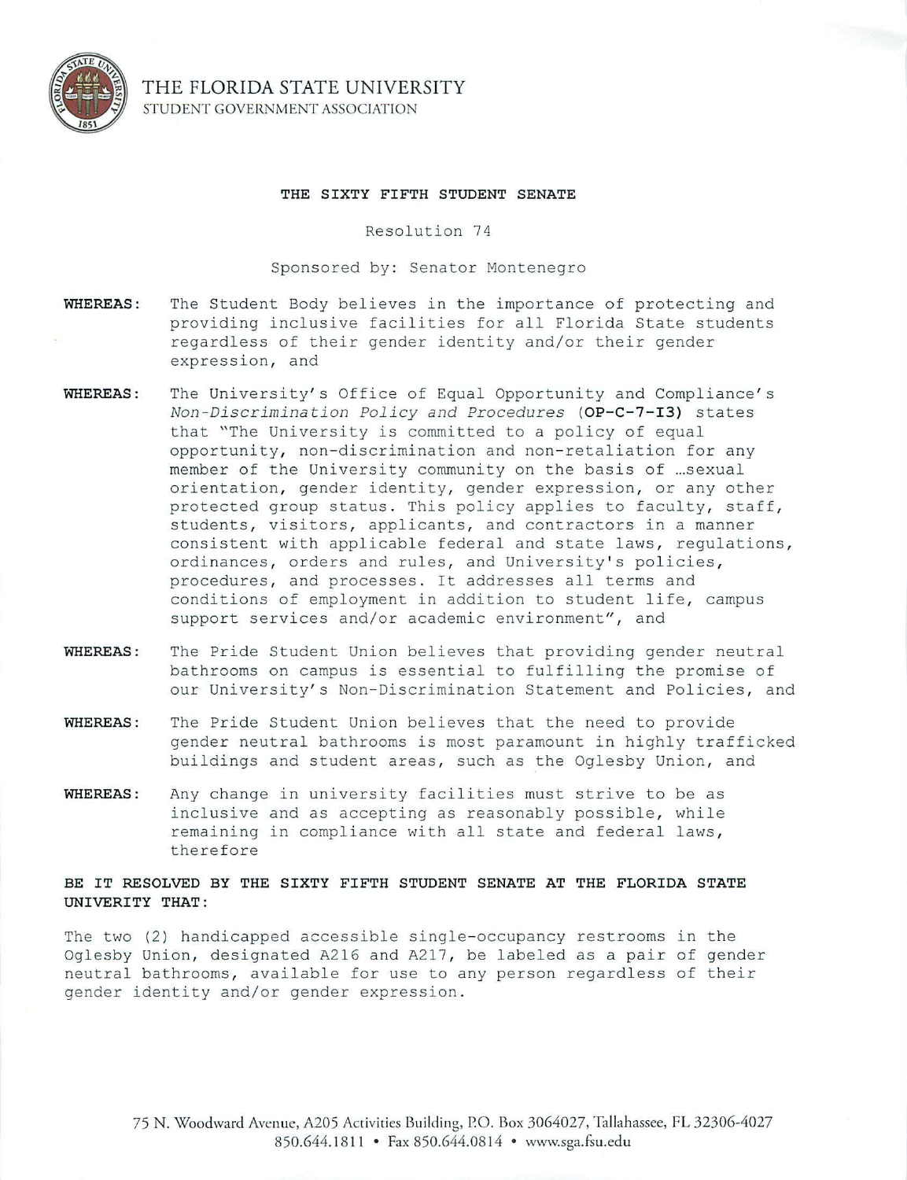THE FLORIDA STATE UNIVERSITY
STUDENT GOVERNMENT ASSOCIATION

## THE SIXTY FIFTH STUDENT SENATE

Resolution 74

Sponsored by: Senator Montenegro

**WHEREAS:** The Student Body believes in the importance of protecting and providing inclusive facilities for all Florida State students regardless of their gender identity and/or their gender expression, and

**WHEREAS:** The University's Office of Equal Opportunity and Compliance's *Non-Discrimination Policy and Procedures* (**OP-C-7-I3**) states that "The University is committed to a policy of equal opportunity, non-discrimination and non-retaliation for any member of the University community on the basis of …sexual orientation, gender identity, gender expression, or any other protected group status. This policy applies to faculty, staff, students, visitors, applicants, and contractors in a manner consistent with applicable federal and state laws, regulations, ordinances, orders and rules, and University's policies, procedures, and processes. It addresses all terms and conditions of employment in addition to student life, campus support services and/or academic environment", and

**WHEREAS:** The Pride Student Union believes that providing gender neutral bathrooms on campus is essential to fulfilling the promise of our University's Non-Discrimination Statement and Policies, and

**WHEREAS:** The Pride Student Union believes that the need to provide gender neutral bathrooms is most paramount in highly trafficked buildings and student areas, such as the Oglesby Union, and

**WHEREAS:** Any change in university facilities must strive to be as inclusive and as accepting as reasonably possible, while remaining in compliance with all state and federal laws, therefore

**BE IT RESOLVED BY THE SIXTY FIFTH STUDENT SENATE AT THE FLORIDA STATE UNIVERITY THAT:**

The two (2) handicapped accessible single-occupancy restrooms in the Oglesby Union, designated A216 and A217, be labeled as a pair of gender neutral bathrooms, available for use to any person regardless of their gender identity and/or gender expression.

75 N. Woodward Avenue, A205 Activities Building, P.O. Box 3064027, Tallahassee, FL 32306-4027
850.644.1811 • Fax 850.644.0814 • www.sga.fsu.edu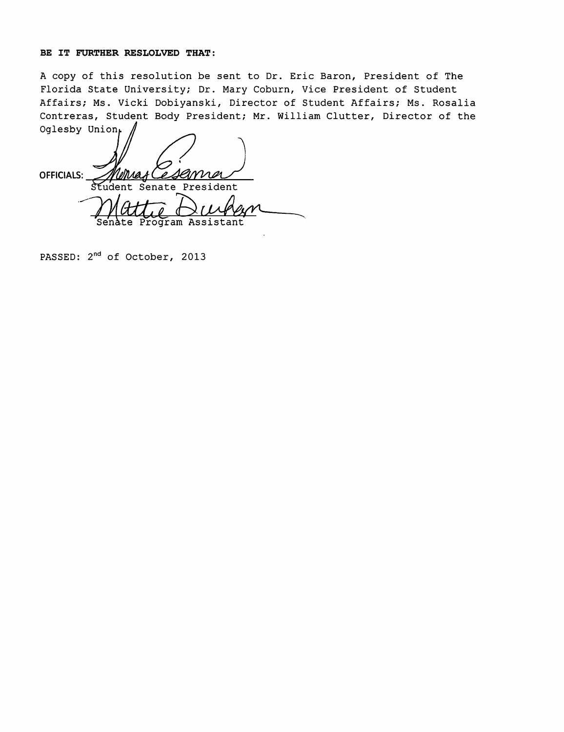**BE IT FURTHER RESLOLVED THAT:**

A copy of this resolution be sent to Dr. Eric Baron, President of The Florida State University; Dr. Mary Coburn, Vice President of Student Affairs; Ms. Vicki Dobiyanski, Director of Student Affairs; Ms. Rosalia Contreras, Student Body President; Mr. William Clutter, Director of the Oglesby Union.

OFFICIALS: Thomas Eseman
Student Senate President

Mattie Durham
Senate Program Assistant

PASSED: 2nd of October, 2013